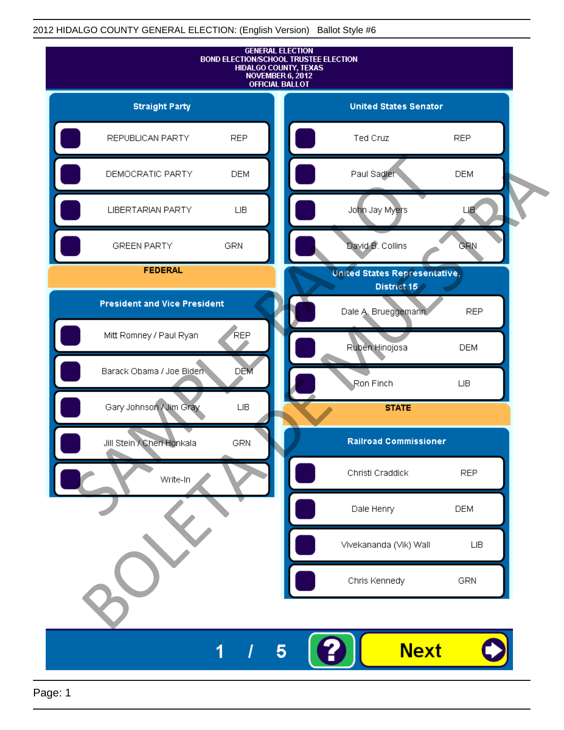2012 HIDALGO COUNTY GENERAL ELECTION: (English Version) Ballot Style #6

# GENERAL ELECTION
## BOND ELECTION/SCHOOL TRUSTEE ELECTION
## HIDALGO COUNTY, TEXAS
## NOVEMBER 6, 2012
## OFFICIAL BALLOT

### Straight Party

| Candidate | Party |
|---|---|
| REPUBLICAN PARTY | REP |
| DEMOCRATIC PARTY | DEM |
| LIBERTARIAN PARTY | LIB |
| GREEN PARTY | GRN |

## FEDERAL

### President and Vice President

| Candidate | Party |
|---|---|
| Mitt Romney / Paul Ryan | REP |
| Barack Obama / Joe Biden | DEM |
| Gary Johnson / Jim Gray | LIB |
| Jill Stein / Cheri Honkala | GRN |
| Write-In | |

### United States Senator

| Candidate | Party |
|---|---|
| Ted Cruz | REP |
| Paul Sadler | DEM |
| John Jay Myers | LIB |
| David B. Collins | GRN |

### United States Representative, District 15

| Candidate | Party |
|---|---|
| Dale A. Brueggemann | REP |
| Rubén Hinojosa | DEM |
| Ron Finch | LIB |

## STATE

### Railroad Commissioner

| Candidate | Party |
|---|---|
| Christi Craddick | REP |
| Dale Henry | DEM |
| Vivekananda (Vik) Wall | LIB |
| Chris Kennedy | GRN |

SAMPLE BALLOT
BOLETA DE MUESTRA

1 / 5

Next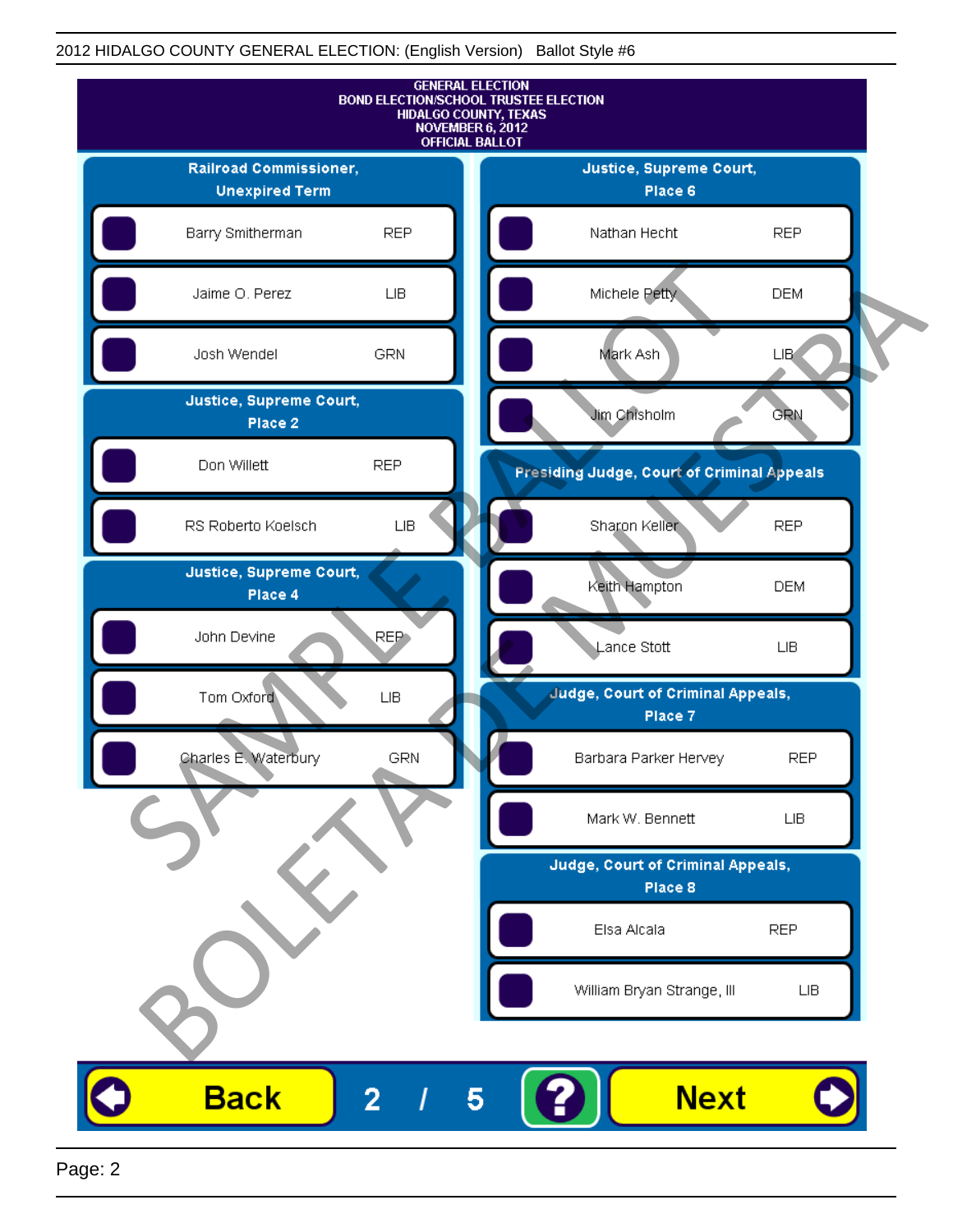GENERAL ELECTION
BOND ELECTION/SCHOOL TRUSTEE ELECTION
HIDALGO COUNTY, TEXAS
NOVEMBER 6, 2012
OFFICIAL BALLOT

## Railroad Commissioner, Unexpired Term

| Candidate | Party |
|---|---|
| Barry Smitherman | REP |
| Jaime O. Perez | LIB |
| Josh Wendel | GRN |

## Justice, Supreme Court, Place 2

| Candidate | Party |
|---|---|
| Don Willett | REP |
| RS Roberto Koelsch | LIB |

## Justice, Supreme Court, Place 4

| Candidate | Party |
|---|---|
| John Devine | REP |
| Tom Oxford | LIB |
| Charles E. Waterbury | GRN |

## Justice, Supreme Court, Place 6

| Candidate | Party |
|---|---|
| Nathan Hecht | REP |
| Michele Petty | DEM |
| Mark Ash | LIB |
| Jim Chisholm | GRN |

## Presiding Judge, Court of Criminal Appeals

| Candidate | Party |
|---|---|
| Sharon Keller | REP |
| Keith Hampton | DEM |
| Lance Stott | LIB |

## Judge, Court of Criminal Appeals, Place 7

| Candidate | Party |
|---|---|
| Barbara Parker Hervey | REP |
| Mark W. Bennett | LIB |

## Judge, Court of Criminal Appeals, Place 8

| Candidate | Party |
|---|---|
| Elsa Alcala | REP |
| William Bryan Strange, III | LIB |

SAMPLE BALLOT
BOLETA DE MUESTRA

Back 2 / 5 ? Next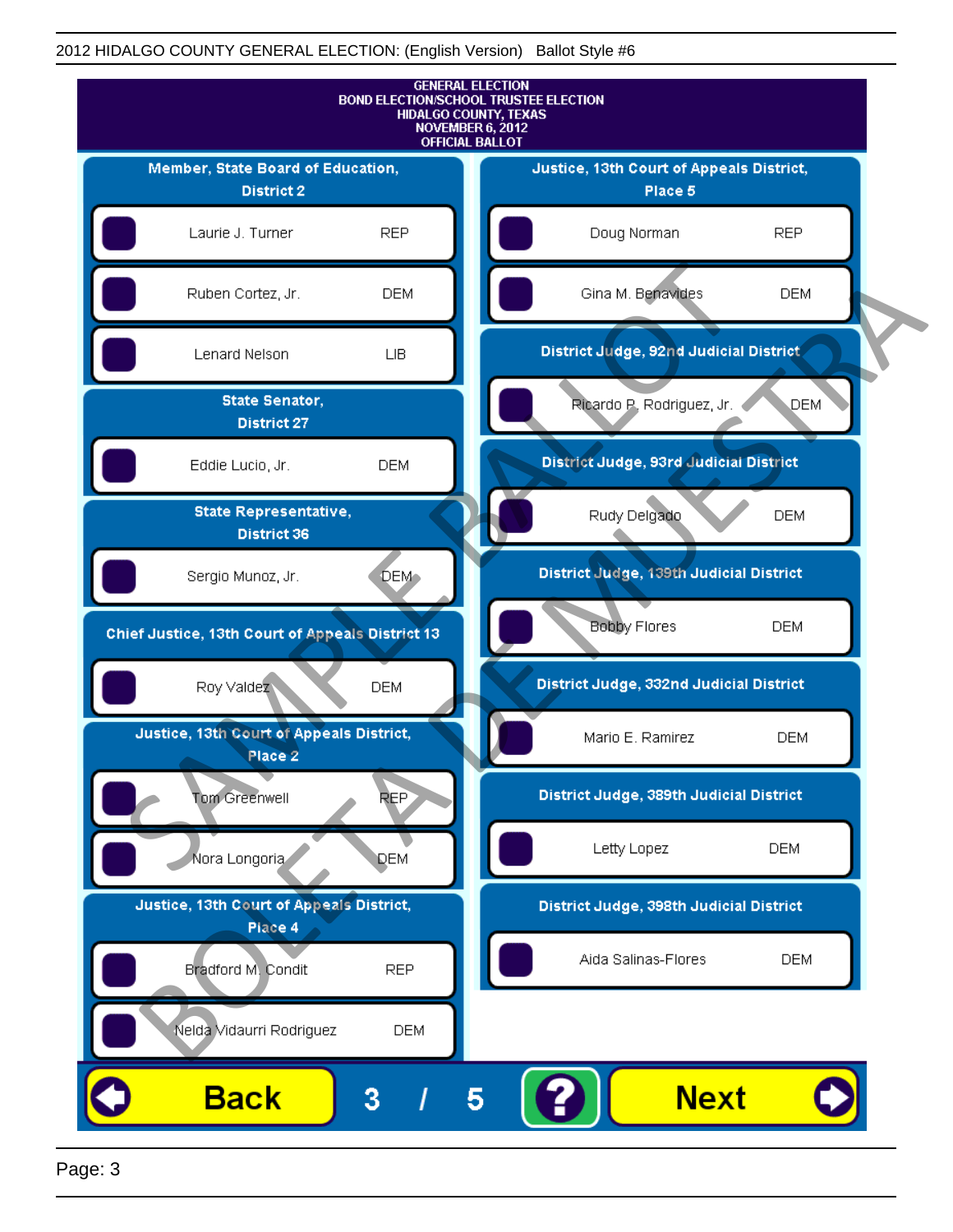GENERAL ELECTION
BOND ELECTION/SCHOOL TRUSTEE ELECTION
HIDALGO COUNTY, TEXAS
NOVEMBER 6, 2012
OFFICIAL BALLOT

## Member, State Board of Education, District 2

| Candidate | Party |
|---|---|
| Laurie J. Turner | REP |
| Ruben Cortez, Jr. | DEM |
| Lenard Nelson | LIB |

## State Senator, District 27

| Candidate | Party |
|---|---|
| Eddie Lucio, Jr. | DEM |

## State Representative, District 36

| Candidate | Party |
|---|---|
| Sergio Munoz, Jr. | DEM |

## Chief Justice, 13th Court of Appeals District 13

| Candidate | Party |
|---|---|
| Roy Valdez | DEM |

## Justice, 13th Court of Appeals District, Place 2

| Candidate | Party |
|---|---|
| Tom Greenwell | REP |
| Nora Longoria | DEM |

## Justice, 13th Court of Appeals District, Place 4

| Candidate | Party |
|---|---|
| Bradford M. Condit | REP |
| Nelda Vidaurri Rodriguez | DEM |

## Justice, 13th Court of Appeals District, Place 5

| Candidate | Party |
|---|---|
| Doug Norman | REP |
| Gina M. Benavides | DEM |

## District Judge, 92nd Judicial District

| Candidate | Party |
|---|---|
| Ricardo P. Rodriguez, Jr. | DEM |

## District Judge, 93rd Judicial District

| Candidate | Party |
|---|---|
| Rudy Delgado | DEM |

## District Judge, 139th Judicial District

| Candidate | Party |
|---|---|
| Bobby Flores | DEM |

## District Judge, 332nd Judicial District

| Candidate | Party |
|---|---|
| Mario E. Ramirez | DEM |

## District Judge, 389th Judicial District

| Candidate | Party |
|---|---|
| Letty Lopez | DEM |

## District Judge, 398th Judicial District

| Candidate | Party |
|---|---|
| Aida Salinas-Flores | DEM |

SAMPLE BALLOT — BOLETA DE MUESTRA

Back 3 / 5 ? Next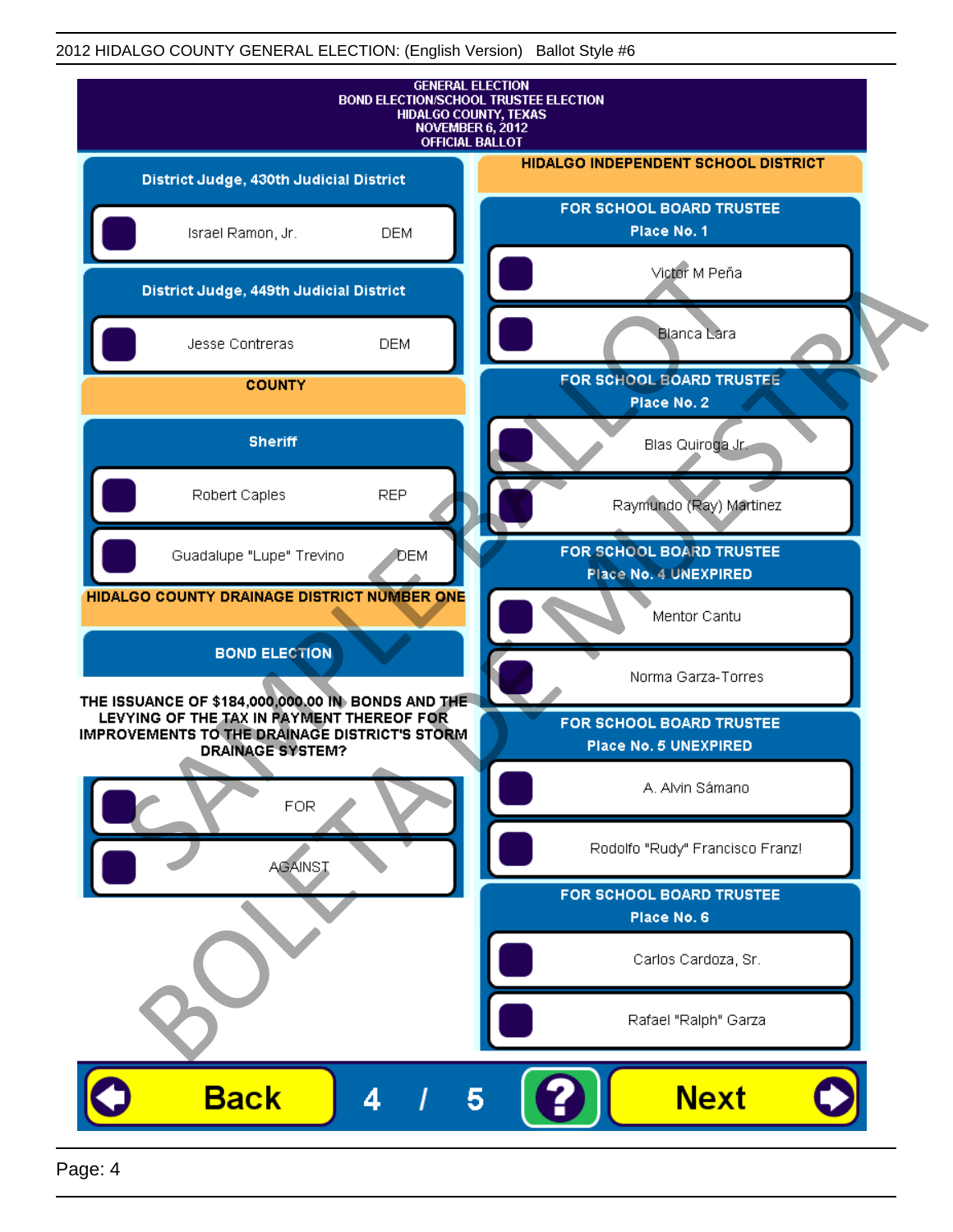GENERAL ELECTION
BOND ELECTION/SCHOOL TRUSTEE ELECTION
HIDALGO COUNTY, TEXAS
NOVEMBER 6, 2012
OFFICIAL BALLOT

## District Judge, 430th Judicial District

- Israel Ramon, Jr. — DEM

## District Judge, 449th Judicial District

- Jesse Contreras — DEM

## COUNTY

### Sheriff

- Robert Caples — REP
- Guadalupe "Lupe" Trevino — DEM

## HIDALGO COUNTY DRAINAGE DISTRICT NUMBER ONE

### BOND ELECTION

**THE ISSUANCE OF $184,000,000.00 IN BONDS AND THE LEVYING OF THE TAX IN PAYMENT THEREOF FOR IMPROVEMENTS TO THE DRAINAGE DISTRICT'S STORM DRAINAGE SYSTEM?**

- FOR
- AGAINST

## HIDALGO INDEPENDENT SCHOOL DISTRICT

### FOR SCHOOL BOARD TRUSTEE Place No. 1

- Victor M Peña
- Blanca Lara

### FOR SCHOOL BOARD TRUSTEE Place No. 2

- Blas Quiroga Jr.
- Raymundo (Ray) Martinez

### FOR SCHOOL BOARD TRUSTEE Place No. 4 UNEXPIRED

- Mentor Cantu
- Norma Garza-Torres

### FOR SCHOOL BOARD TRUSTEE Place No. 5 UNEXPIRED

- A. Alvin Sámano
- Rodolfo "Rudy" Francisco Franz!

### FOR SCHOOL BOARD TRUSTEE Place No. 6

- Carlos Cardoza, Sr.
- Rafael "Ralph" Garza

SAMPLE BALLOT
BOLETA DE MUESTRA

Back 4 / 5 ? Next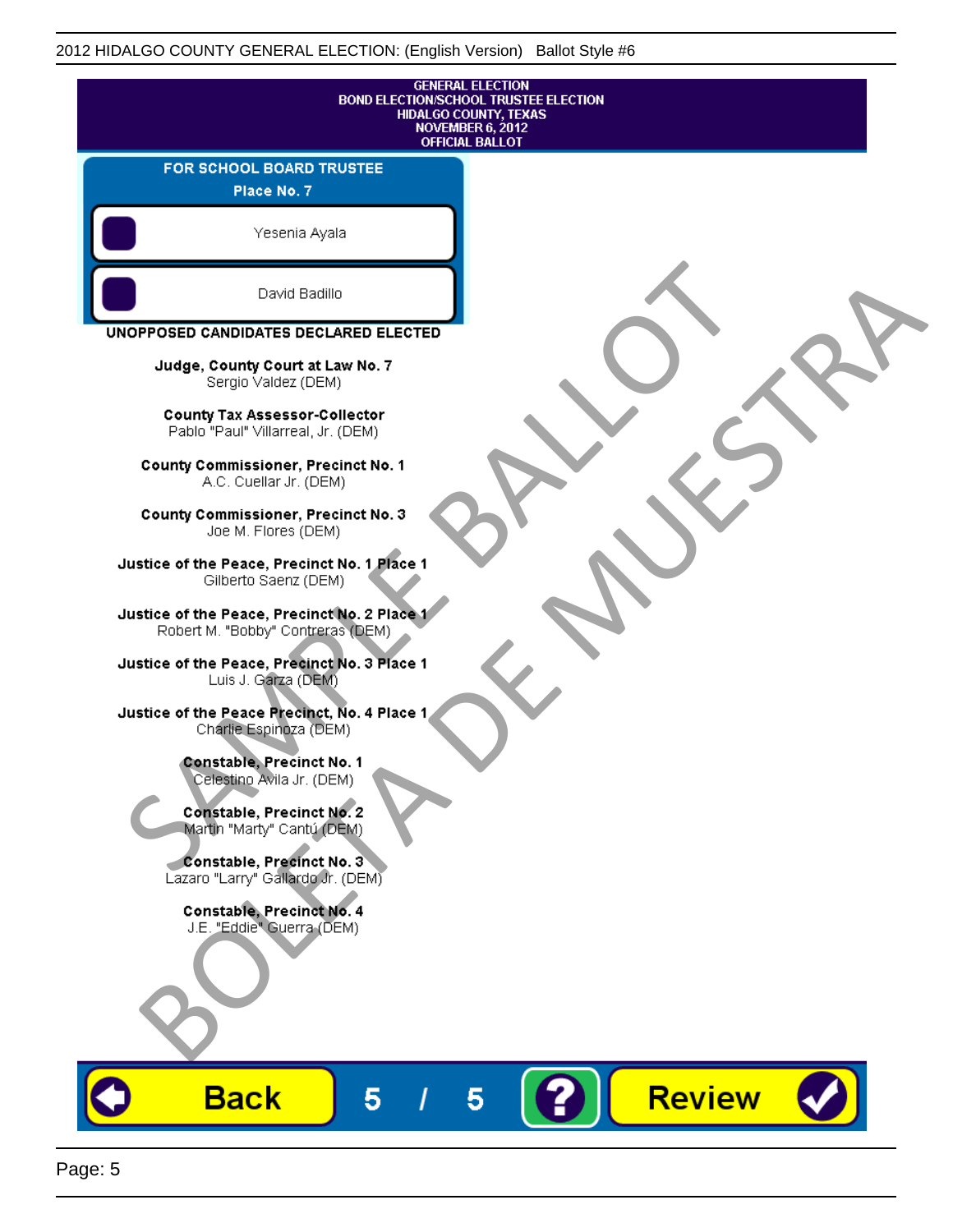GENERAL ELECTION
BOND ELECTION/SCHOOL TRUSTEE ELECTION
HIDALGO COUNTY, TEXAS
NOVEMBER 6, 2012
OFFICIAL BALLOT

## FOR SCHOOL BOARD TRUSTEE
### Place No. 7

- Yesenia Ayala
- David Badillo

## UNOPPOSED CANDIDATES DECLARED ELECTED

**Judge, County Court at Law No. 7**
Sergio Valdez (DEM)

**County Tax Assessor-Collector**
Pablo "Paul" Villarreal, Jr. (DEM)

**County Commissioner, Precinct No. 1**
A.C. Cuellar Jr. (DEM)

**County Commissioner, Precinct No. 3**
Joe M. Flores (DEM)

**Justice of the Peace, Precinct No. 1 Place 1**
Gilberto Saenz (DEM)

**Justice of the Peace, Precinct No. 2 Place 1**
Robert M. "Bobby" Contreras (DEM)

**Justice of the Peace, Precinct No. 3 Place 1**
Luis J. Garza (DEM)

**Justice of the Peace Precinct, No. 4 Place 1**
Charlie Espinoza (DEM)

**Constable, Precinct No. 1**
Celestino Avila Jr. (DEM)

**Constable, Precinct No. 2**
Martin "Marty" Cantú (DEM)

**Constable, Precinct No. 3**
Lazaro "Larry" Gallardo Jr. (DEM)

**Constable, Precinct No. 4**
J.E. "Eddie" Guerra (DEM)

SAMPLE BALLOT
BOLETA DE MUESTRA

Back 5 / 5 ? Review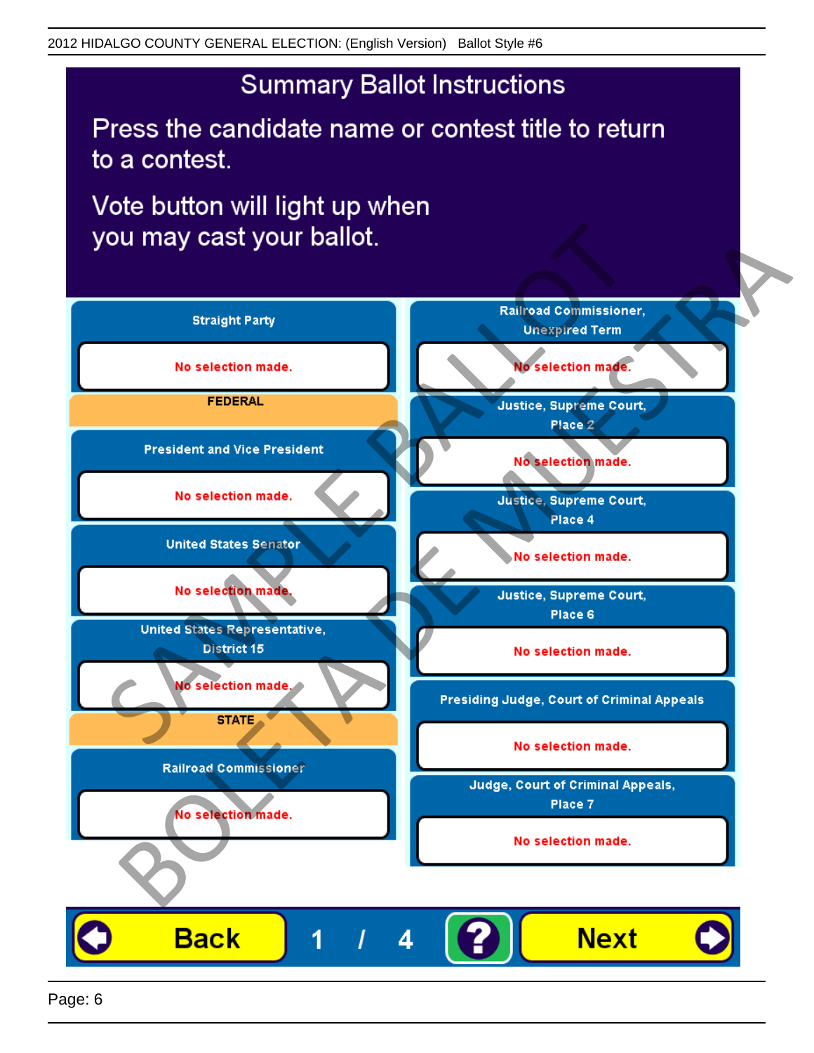2012 HIDALGO COUNTY GENERAL ELECTION: (English Version) Ballot Style #6

# Summary Ballot Instructions

Press the candidate name or contest title to return to a contest.

Vote button will light up when you may cast your ballot.

**Straight Party**

No selection made.

**FEDERAL**

**President and Vice President**

No selection made.

**United States Senator**

No selection made.

**United States Representative, District 15**

No selection made.

**STATE**

**Railroad Commissioner**

No selection made.

**Railroad Commissioner, Unexpired Term**

No selection made.

**Justice, Supreme Court, Place 2**

No selection made.

**Justice, Supreme Court, Place 4**

No selection made.

**Justice, Supreme Court, Place 6**

No selection made.

**Presiding Judge, Court of Criminal Appeals**

No selection made.

**Judge, Court of Criminal Appeals, Place 7**

No selection made.

Back 1 / 4 ? Next

SAMPLE BALLOT BOLETA DE MUESTRA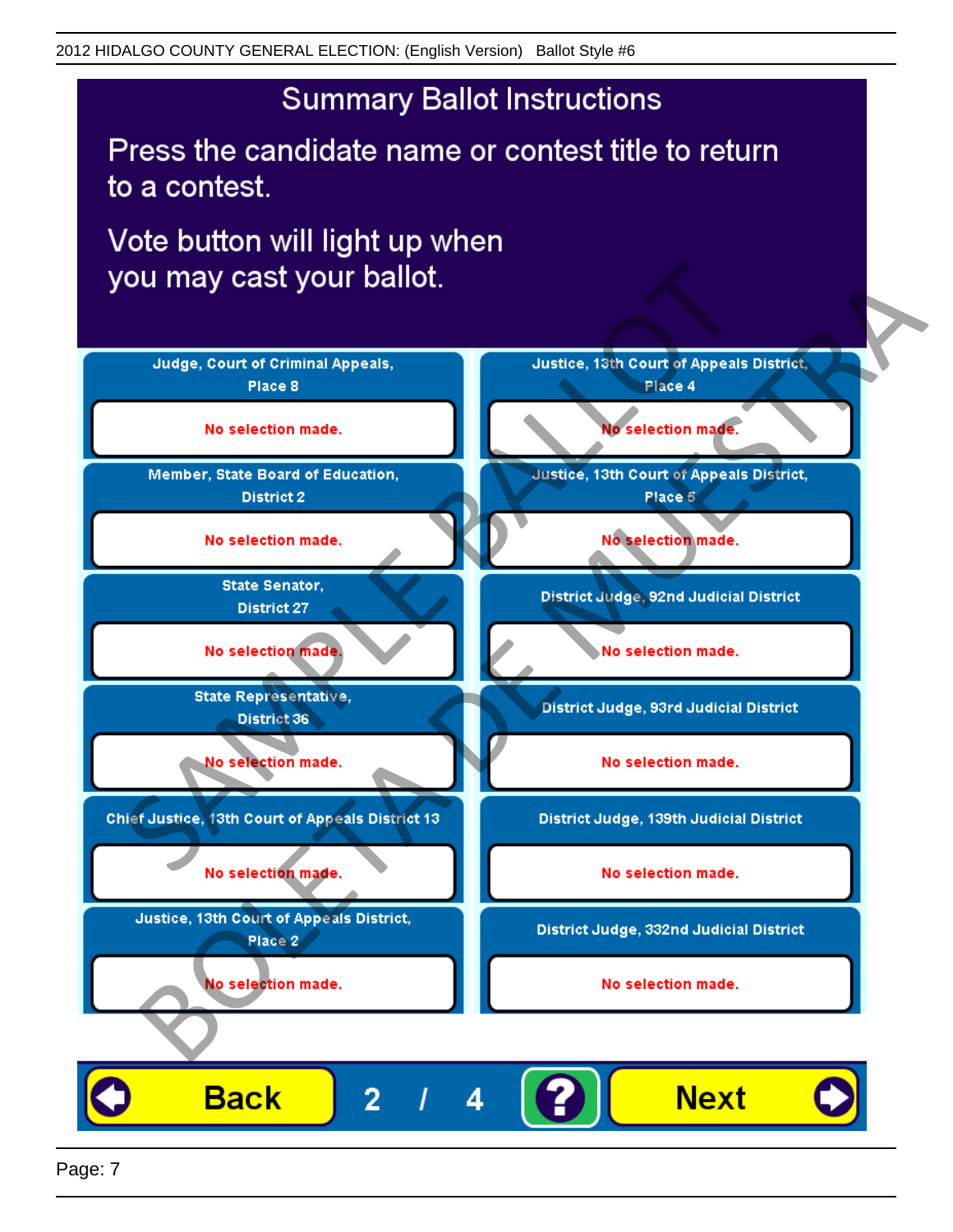# Summary Ballot Instructions

Press the candidate name or contest title to return to a contest.

Vote button will light up when you may cast your ballot.

| Contest | Selection |
| --- | --- |
| Judge, Court of Criminal Appeals, Place 8 | No selection made. |
| Member, State Board of Education, District 2 | No selection made. |
| State Senator, District 27 | No selection made. |
| State Representative, District 36 | No selection made. |
| Chief Justice, 13th Court of Appeals District 13 | No selection made. |
| Justice, 13th Court of Appeals District, Place 2 | No selection made. |
| Justice, 13th Court of Appeals District, Place 4 | No selection made. |
| Justice, 13th Court of Appeals District, Place 5 | No selection made. |
| District Judge, 92nd Judicial District | No selection made. |
| District Judge, 93rd Judicial District | No selection made. |
| District Judge, 139th Judicial District | No selection made. |
| District Judge, 332nd Judicial District | No selection made. |

Back 2 / 4 ? Next

SAMPLE BALLOT
BOLETA DE MUESTRA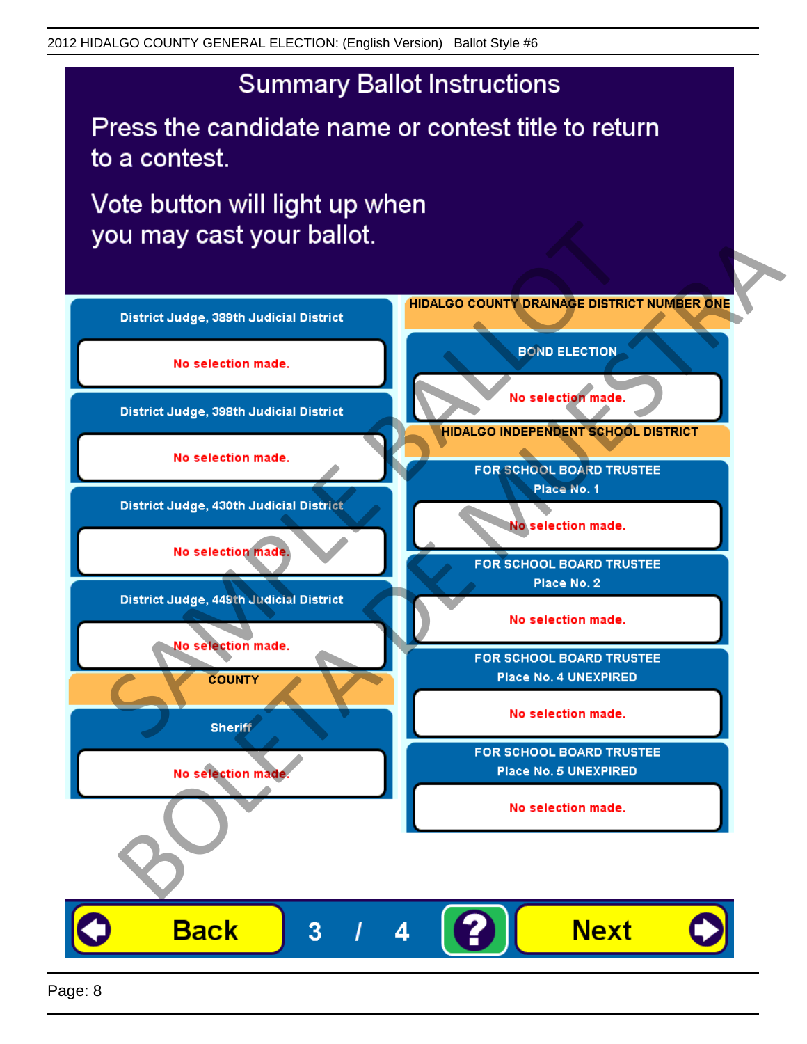2012 HIDALGO COUNTY GENERAL ELECTION: (English Version)  Ballot Style #6

# Summary Ballot Instructions

Press the candidate name or contest title to return to a contest.

Vote button will light up when you may cast your ballot.

**District Judge, 389th Judicial District**

No selection made.

**District Judge, 398th Judicial District**

No selection made.

**District Judge, 430th Judicial District**

No selection made.

**District Judge, 449th Judicial District**

No selection made.

**COUNTY**

**Sheriff**

No selection made.

**HIDALGO COUNTY DRAINAGE DISTRICT NUMBER ONE**

**BOND ELECTION**

No selection made.

**HIDALGO INDEPENDENT SCHOOL DISTRICT**

**FOR SCHOOL BOARD TRUSTEE Place No. 1**

No selection made.

**FOR SCHOOL BOARD TRUSTEE Place No. 2**

No selection made.

**FOR SCHOOL BOARD TRUSTEE Place No. 4 UNEXPIRED**

No selection made.

**FOR SCHOOL BOARD TRUSTEE Place No. 5 UNEXPIRED**

No selection made.

Back  3 / 4  ?  Next

SAMPLE BALLOT BOLETA DE MUESTRA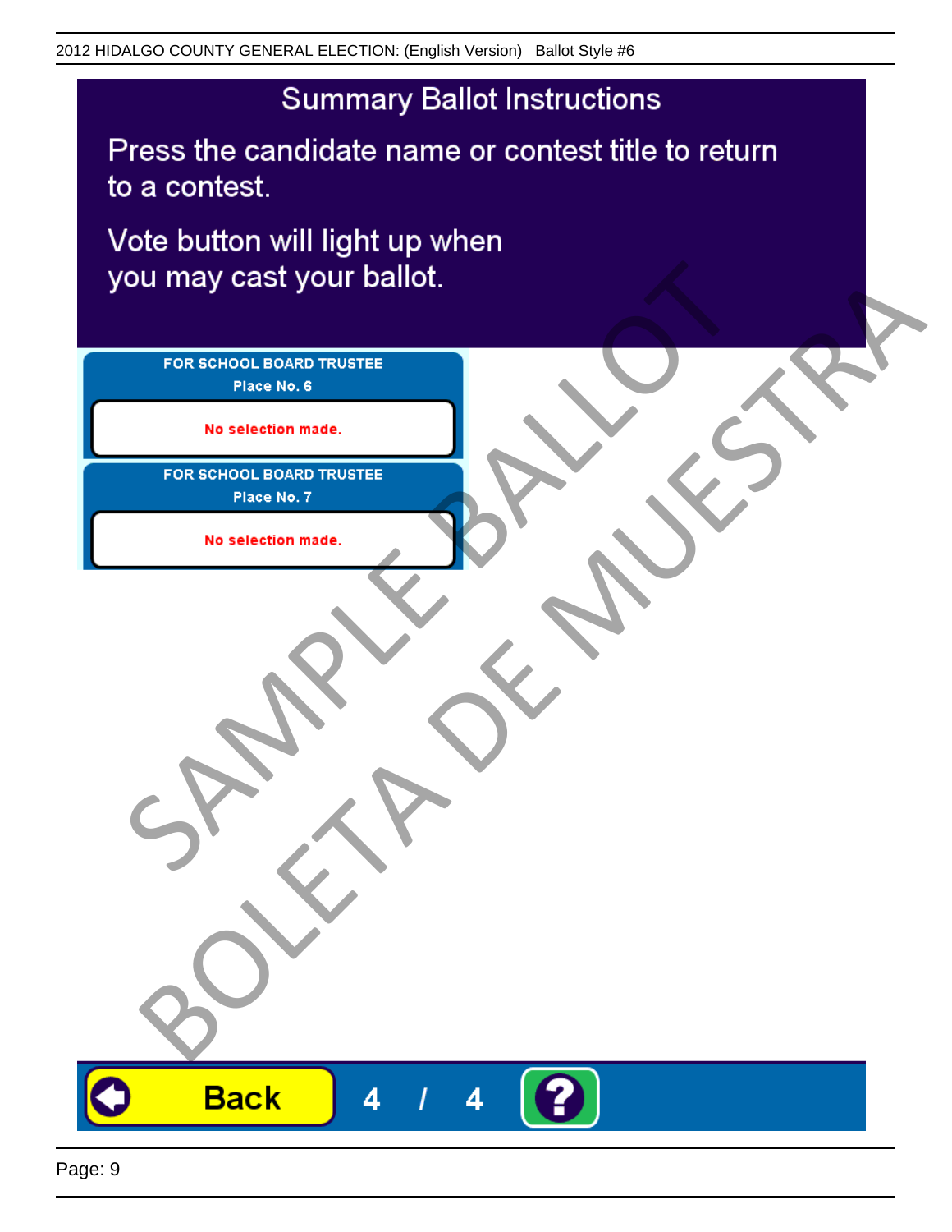# Summary Ballot Instructions

Press the candidate name or contest title to return to a contest.

Vote button will light up when you may cast your ballot.

**FOR SCHOOL BOARD TRUSTEE**
**Place No. 6**

No selection made.

**FOR SCHOOL BOARD TRUSTEE**
**Place No. 7**

No selection made.

SAMPLE BALLOT
BOLETA DE MUESTRA

Back    4 / 4    ?